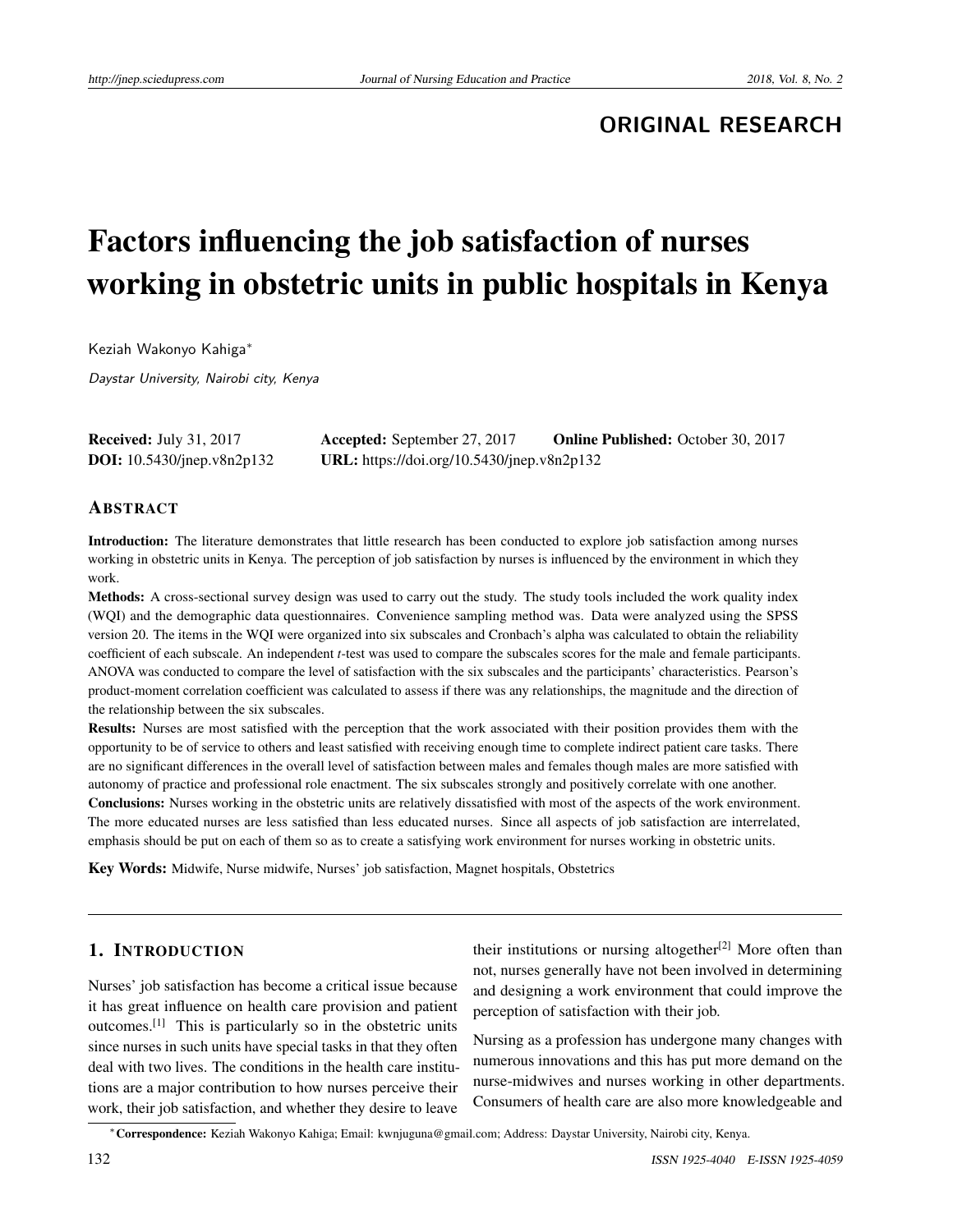ORIGINAL RESEARCH

# Factors influencing the job satisfaction of nurses working in obstetric units in public hospitals in Kenya

Keziah Wakonyo Kahiga*

*Daystar University, Nairobi city, Kenya*

**Received:** July 31, 2017 **Accepted:** September 27, 2017 **Online Published:** October 30, 2017
**DOI:** 10.5430/jnep.v8n2p132 **URL:** https://doi.org/10.5430/jnep.v8n2p132

## ABSTRACT

**Introduction:** The literature demonstrates that little research has been conducted to explore job satisfaction among nurses working in obstetric units in Kenya. The perception of job satisfaction by nurses is influenced by the environment in which they work.

**Methods:** A cross-sectional survey design was used to carry out the study. The study tools included the work quality index (WQI) and the demographic data questionnaires. Convenience sampling method was. Data were analyzed using the SPSS version 20. The items in the WQI were organized into six subscales and Cronbach's alpha was calculated to obtain the reliability coefficient of each subscale. An independent *t*-test was used to compare the subscales scores for the male and female participants. ANOVA was conducted to compare the level of satisfaction with the six subscales and the participants' characteristics. Pearson's product-moment correlation coefficient was calculated to assess if there was any relationships, the magnitude and the direction of the relationship between the six subscales.

**Results:** Nurses are most satisfied with the perception that the work associated with their position provides them with the opportunity to be of service to others and least satisfied with receiving enough time to complete indirect patient care tasks. There are no significant differences in the overall level of satisfaction between males and females though males are more satisfied with autonomy of practice and professional role enactment. The six subscales strongly and positively correlate with one another.

**Conclusions:** Nurses working in the obstetric units are relatively dissatisfied with most of the aspects of the work environment. The more educated nurses are less satisfied than less educated nurses. Since all aspects of job satisfaction are interrelated, emphasis should be put on each of them so as to create a satisfying work environment for nurses working in obstetric units.

**Key Words:** Midwife, Nurse midwife, Nurses' job satisfaction, Magnet hospitals, Obstetrics

## 1. INTRODUCTION

Nurses' job satisfaction has become a critical issue because it has great influence on health care provision and patient outcomes.[1] This is particularly so in the obstetric units since nurses in such units have special tasks in that they often deal with two lives. The conditions in the health care institutions are a major contribution to how nurses perceive their work, their job satisfaction, and whether they desire to leave their institutions or nursing altogether[2] More often than not, nurses generally have not been involved in determining and designing a work environment that could improve the perception of satisfaction with their job.

Nursing as a profession has undergone many changes with numerous innovations and this has put more demand on the nurse-midwives and nurses working in other departments. Consumers of health care are also more knowledgeable and

*Correspondence: Keziah Wakonyo Kahiga; Email: kwnjuguna@gmail.com; Address: Daystar University, Nairobi city, Kenya.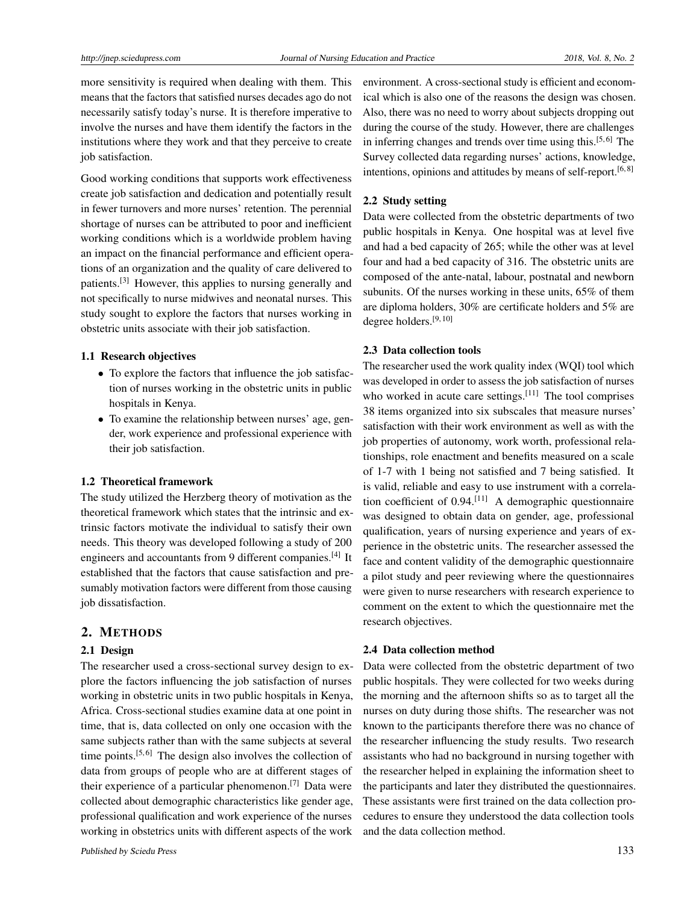more sensitivity is required when dealing with them. This means that the factors that satisfied nurses decades ago do not necessarily satisfy today's nurse. It is therefore imperative to involve the nurses and have them identify the factors in the institutions where they work and that they perceive to create job satisfaction.

Good working conditions that supports work effectiveness create job satisfaction and dedication and potentially result in fewer turnovers and more nurses' retention. The perennial shortage of nurses can be attributed to poor and inefficient working conditions which is a worldwide problem having an impact on the financial performance and efficient operations of an organization and the quality of care delivered to patients.[3] However, this applies to nursing generally and not specifically to nurse midwives and neonatal nurses. This study sought to explore the factors that nurses working in obstetric units associate with their job satisfaction.

### 1.1 Research objectives

- To explore the factors that influence the job satisfaction of nurses working in the obstetric units in public hospitals in Kenya.
- To examine the relationship between nurses' age, gender, work experience and professional experience with their job satisfaction.

### 1.2 Theoretical framework

The study utilized the Herzberg theory of motivation as the theoretical framework which states that the intrinsic and extrinsic factors motivate the individual to satisfy their own needs. This theory was developed following a study of 200 engineers and accountants from 9 different companies.[4] It established that the factors that cause satisfaction and presumably motivation factors were different from those causing job dissatisfaction.

## 2. METHODS

### 2.1 Design

The researcher used a cross-sectional survey design to explore the factors influencing the job satisfaction of nurses working in obstetric units in two public hospitals in Kenya, Africa. Cross-sectional studies examine data at one point in time, that is, data collected on only one occasion with the same subjects rather than with the same subjects at several time points.[5,6] The design also involves the collection of data from groups of people who are at different stages of their experience of a particular phenomenon.[7] Data were collected about demographic characteristics like gender age, professional qualification and work experience of the nurses working in obstetrics units with different aspects of the work environment. A cross-sectional study is efficient and economical which is also one of the reasons the design was chosen. Also, there was no need to worry about subjects dropping out during the course of the study. However, there are challenges in inferring changes and trends over time using this.[5,6] The Survey collected data regarding nurses' actions, knowledge, intentions, opinions and attitudes by means of self-report.[6,8]

### 2.2 Study setting

Data were collected from the obstetric departments of two public hospitals in Kenya. One hospital was at level five and had a bed capacity of 265; while the other was at level four and had a bed capacity of 316. The obstetric units are composed of the ante-natal, labour, postnatal and newborn subunits. Of the nurses working in these units, 65% of them are diploma holders, 30% are certificate holders and 5% are degree holders.[9,10]

### 2.3 Data collection tools

The researcher used the work quality index (WQI) tool which was developed in order to assess the job satisfaction of nurses who worked in acute care settings.[11] The tool comprises 38 items organized into six subscales that measure nurses' satisfaction with their work environment as well as with the job properties of autonomy, work worth, professional relationships, role enactment and benefits measured on a scale of 1-7 with 1 being not satisfied and 7 being satisfied. It is valid, reliable and easy to use instrument with a correlation coefficient of 0.94.[11] A demographic questionnaire was designed to obtain data on gender, age, professional qualification, years of nursing experience and years of experience in the obstetric units. The researcher assessed the face and content validity of the demographic questionnaire a pilot study and peer reviewing where the questionnaires were given to nurse researchers with research experience to comment on the extent to which the questionnaire met the research objectives.

### 2.4 Data collection method

Data were collected from the obstetric department of two public hospitals. They were collected for two weeks during the morning and the afternoon shifts so as to target all the nurses on duty during those shifts. The researcher was not known to the participants therefore there was no chance of the researcher influencing the study results. Two research assistants who had no background in nursing together with the researcher helped in explaining the information sheet to the participants and later they distributed the questionnaires. These assistants were first trained on the data collection procedures to ensure they understood the data collection tools and the data collection method.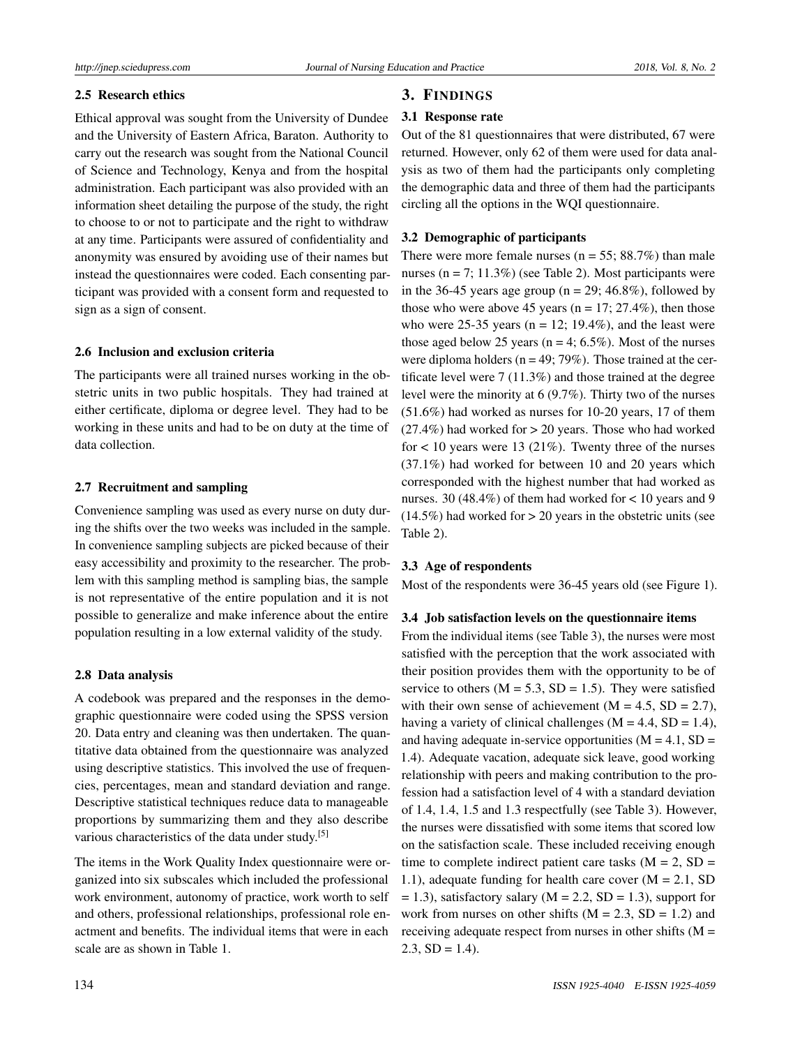### 2.5 Research ethics

Ethical approval was sought from the University of Dundee and the University of Eastern Africa, Baraton. Authority to carry out the research was sought from the National Council of Science and Technology, Kenya and from the hospital administration. Each participant was also provided with an information sheet detailing the purpose of the study, the right to choose to or not to participate and the right to withdraw at any time. Participants were assured of confidentiality and anonymity was ensured by avoiding use of their names but instead the questionnaires were coded. Each consenting participant was provided with a consent form and requested to sign as a sign of consent.

### 2.6 Inclusion and exclusion criteria

The participants were all trained nurses working in the obstetric units in two public hospitals. They had trained at either certificate, diploma or degree level. They had to be working in these units and had to be on duty at the time of data collection.

### 2.7 Recruitment and sampling

Convenience sampling was used as every nurse on duty during the shifts over the two weeks was included in the sample. In convenience sampling subjects are picked because of their easy accessibility and proximity to the researcher. The problem with this sampling method is sampling bias, the sample is not representative of the entire population and it is not possible to generalize and make inference about the entire population resulting in a low external validity of the study.

### 2.8 Data analysis

A codebook was prepared and the responses in the demographic questionnaire were coded using the SPSS version 20. Data entry and cleaning was then undertaken. The quantitative data obtained from the questionnaire was analyzed using descriptive statistics. This involved the use of frequencies, percentages, mean and standard deviation and range. Descriptive statistical techniques reduce data to manageable proportions by summarizing them and they also describe various characteristics of the data under study.[5]

The items in the Work Quality Index questionnaire were organized into six subscales which included the professional work environment, autonomy of practice, work worth to self and others, professional relationships, professional role enactment and benefits. The individual items that were in each scale are as shown in Table 1.

## 3. Findings

### 3.1 Response rate

Out of the 81 questionnaires that were distributed, 67 were returned. However, only 62 of them were used for data analysis as two of them had the participants only completing the demographic data and three of them had the participants circling all the options in the WQI questionnaire.

### 3.2 Demographic of participants

There were more female nurses (n = 55; 88.7%) than male nurses (n = 7; 11.3%) (see Table 2). Most participants were in the 36-45 years age group (n = 29; 46.8%), followed by those who were above 45 years (n = 17; 27.4%), then those who were 25-35 years (n = 12; 19.4%), and the least were those aged below 25 years (n = 4; 6.5%). Most of the nurses were diploma holders (n = 49; 79%). Those trained at the certificate level were 7 (11.3%) and those trained at the degree level were the minority at 6 (9.7%). Thirty two of the nurses (51.6%) had worked as nurses for 10-20 years, 17 of them (27.4%) had worked for > 20 years. Those who had worked for < 10 years were 13 (21%). Twenty three of the nurses (37.1%) had worked for between 10 and 20 years which corresponded with the highest number that had worked as nurses. 30 (48.4%) of them had worked for < 10 years and 9 (14.5%) had worked for > 20 years in the obstetric units (see Table 2).

### 3.3 Age of respondents

Most of the respondents were 36-45 years old (see Figure 1).

### 3.4 Job satisfaction levels on the questionnaire items

From the individual items (see Table 3), the nurses were most satisfied with the perception that the work associated with their position provides them with the opportunity to be of service to others (M = 5.3, SD = 1.5). They were satisfied with their own sense of achievement (M = 4.5, SD = 2.7), having a variety of clinical challenges (M = 4.4, SD = 1.4), and having adequate in-service opportunities (M = 4.1, SD = 1.4). Adequate vacation, adequate sick leave, good working relationship with peers and making contribution to the profession had a satisfaction level of 4 with a standard deviation of 1.4, 1.4, 1.5 and 1.3 respectfully (see Table 3). However, the nurses were dissatisfied with some items that scored low on the satisfaction scale. These included receiving enough time to complete indirect patient care tasks (M = 2, SD = 1.1), adequate funding for health care cover (M = 2.1, SD = 1.3), satisfactory salary (M = 2.2, SD = 1.3), support for work from nurses on other shifts (M = 2.3, SD = 1.2) and receiving adequate respect from nurses in other shifts (M = 2.3, SD = 1.4).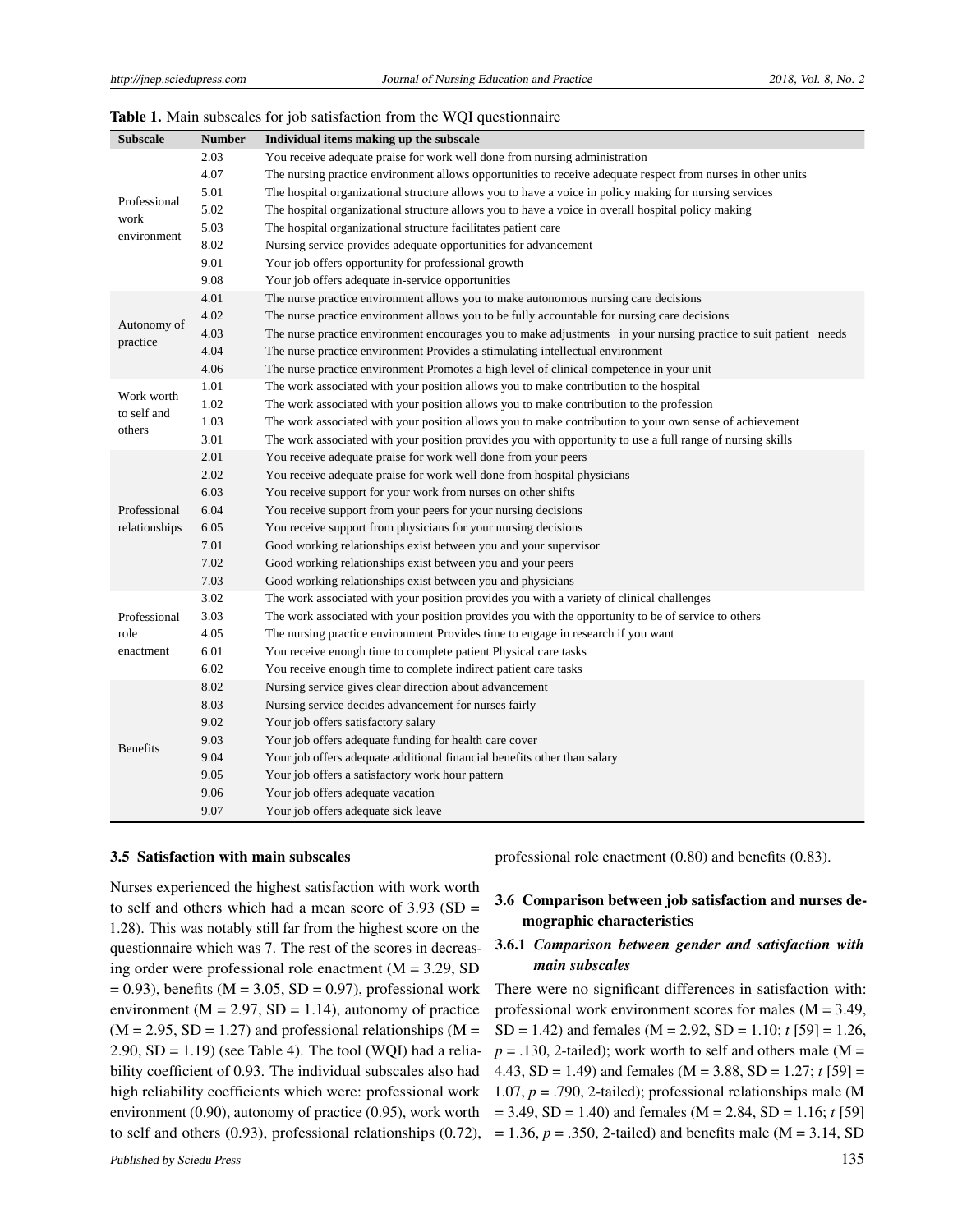**Table 1.** Main subscales for job satisfaction from the WQI questionnaire

| Subscale | Number | Individual items making up the subscale |
|---|---|---|
| Professional work environment | 2.03 | You receive adequate praise for work well done from nursing administration |
| | 4.07 | The nursing practice environment allows opportunities to receive adequate respect from nurses in other units |
| | 5.01 | The hospital organizational structure allows you to have a voice in policy making for nursing services |
| | 5.02 | The hospital organizational structure allows you to have a voice in overall hospital policy making |
| | 5.03 | The hospital organizational structure facilitates patient care |
| | 8.02 | Nursing service provides adequate opportunities for advancement |
| | 9.01 | Your job offers opportunity for professional growth |
| | 9.08 | Your job offers adequate in-service opportunities |
| Autonomy of practice | 4.01 | The nurse practice environment allows you to make autonomous nursing care decisions |
| | 4.02 | The nurse practice environment allows you to be fully accountable for nursing care decisions |
| | 4.03 | The nurse practice environment encourages you to make adjustments in your nursing practice to suit patient needs |
| | 4.04 | The nurse practice environment Provides a stimulating intellectual environment |
| | 4.06 | The nurse practice environment Promotes a high level of clinical competence in your unit |
| Work worth to self and others | 1.01 | The work associated with your position allows you to make contribution to the hospital |
| | 1.02 | The work associated with your position allows you to make contribution to the profession |
| | 1.03 | The work associated with your position allows you to make contribution to your own sense of achievement |
| | 3.01 | The work associated with your position provides you with opportunity to use a full range of nursing skills |
| Professional relationships | 2.01 | You receive adequate praise for work well done from your peers |
| | 2.02 | You receive adequate praise for work well done from hospital physicians |
| | 6.03 | You receive support for your work from nurses on other shifts |
| | 6.04 | You receive support from your peers for your nursing decisions |
| | 6.05 | You receive support from physicians for your nursing decisions |
| | 7.01 | Good working relationships exist between you and your supervisor |
| | 7.02 | Good working relationships exist between you and your peers |
| | 7.03 | Good working relationships exist between you and physicians |
| Professional role enactment | 3.02 | The work associated with your position provides you with a variety of clinical challenges |
| | 3.03 | The work associated with your position provides you with the opportunity to be of service to others |
| | 4.05 | The nursing practice environment Provides time to engage in research if you want |
| | 6.01 | You receive enough time to complete patient Physical care tasks |
| | 6.02 | You receive enough time to complete indirect patient care tasks |
| Benefits | 8.02 | Nursing service gives clear direction about advancement |
| | 8.03 | Nursing service decides advancement for nurses fairly |
| | 9.02 | Your job offers satisfactory salary |
| | 9.03 | Your job offers adequate funding for health care cover |
| | 9.04 | Your job offers adequate additional financial benefits other than salary |
| | 9.05 | Your job offers a satisfactory work hour pattern |
| | 9.06 | Your job offers adequate vacation |
| | 9.07 | Your job offers adequate sick leave |

### 3.5 Satisfaction with main subscales

Nurses experienced the highest satisfaction with work worth to self and others which had a mean score of 3.93 (SD = 1.28). This was notably still far from the highest score on the questionnaire which was 7. The rest of the scores in decreasing order were professional role enactment (M = 3.29, SD = 0.93), benefits (M = 3.05, SD = 0.97), professional work environment (M = 2.97, SD = 1.14), autonomy of practice (M = 2.95, SD = 1.27) and professional relationships (M = 2.90, SD = 1.19) (see Table 4). The tool (WQI) had a reliability coefficient of 0.93. The individual subscales also had high reliability coefficients which were: professional work environment (0.90), autonomy of practice (0.95), work worth to self and others (0.93), professional relationships (0.72), professional role enactment (0.80) and benefits (0.83).

### 3.6 Comparison between job satisfaction and nurses demographic characteristics

#### 3.6.1 *Comparison between gender and satisfaction with main subscales*

There were no significant differences in satisfaction with: professional work environment scores for males (M = 3.49, SD = 1.42) and females (M = 2.92, SD = 1.10; $t$ [59] = 1.26, $p$ = .130, 2-tailed); work worth to self and others male (M = 4.43, SD = 1.49) and females (M = 3.88, SD = 1.27; $t$ [59] = 1.07, $p$ = .790, 2-tailed); professional relationships male (M = 3.49, SD = 1.40) and females (M = 2.84, SD = 1.16; $t$ [59] = 1.36, $p$ = .350, 2-tailed) and benefits male (M = 3.14, SD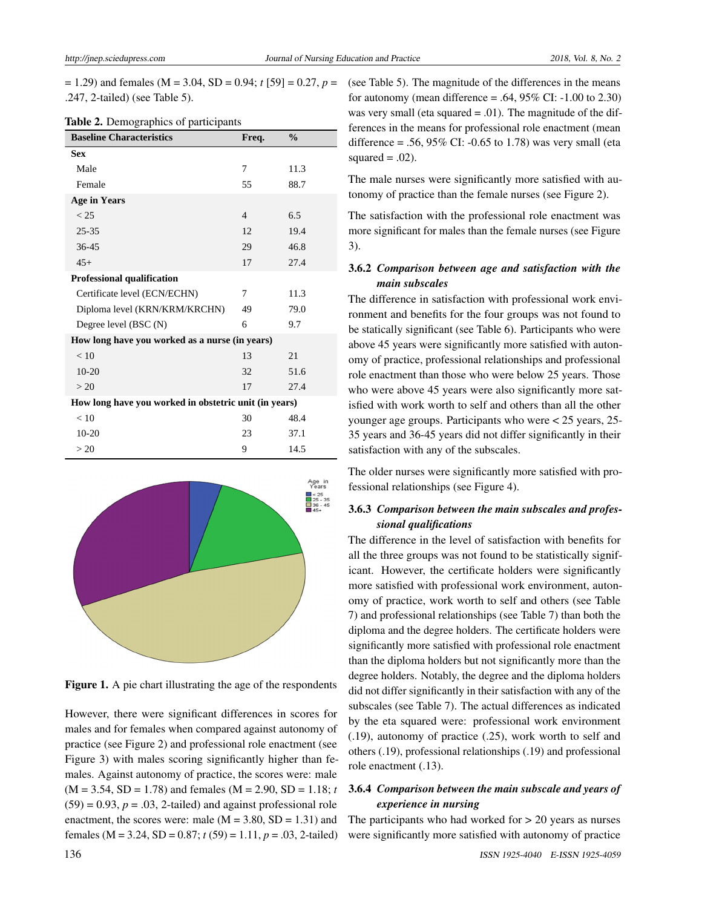= 1.29) and females (M = 3.04, SD = 0.94; $t$ [59] = 0.27, $p$ = .247, 2-tailed) (see Table 5).

**Table 2.** Demographics of participants

| Baseline Characteristics | Freq. | % |
|---|---|---|
| **Sex** | | |
| Male | 7 | 11.3 |
| Female | 55 | 88.7 |
| **Age in Years** | | |
| < 25 | 4 | 6.5 |
| 25-35 | 12 | 19.4 |
| 36-45 | 29 | 46.8 |
| 45+ | 17 | 27.4 |
| **Professional qualification** | | |
| Certificate level (ECN/ECHN) | 7 | 11.3 |
| Diploma level (KRN/KRM/KRCHN) | 49 | 79.0 |
| Degree level (BSC (N) | 6 | 9.7 |
| **How long have you worked as a nurse (in years)** | | |
| < 10 | 13 | 21 |
| 10-20 | 32 | 51.6 |
| > 20 | 17 | 27.4 |
| **How long have you worked in obstetric unit (in years)** | | |
| < 10 | 30 | 48.4 |
| 10-20 | 23 | 37.1 |
| > 20 | 9 | 14.5 |

**Figure 1.** A pie chart illustrating the age of the respondents

However, there were significant differences in scores for males and for females when compared against autonomy of practice (see Figure 2) and professional role enactment (see Figure 3) with males scoring significantly higher than females. Against autonomy of practice, the scores were: male (M = 3.54, SD = 1.78) and females (M = 2.90, SD = 1.18; $t$ (59) = 0.93, $p$ = .03, 2-tailed) and against professional role enactment, the scores were: male (M = 3.80, SD = 1.31) and females (M = 3.24, SD = 0.87; $t$ (59) = 1.11, $p$ = .03, 2-tailed) (see Table 5). The magnitude of the differences in the means for autonomy (mean difference = .64, 95% CI: -1.00 to 2.30) was very small (eta squared = .01). The magnitude of the differences in the means for professional role enactment (mean difference = .56, 95% CI: -0.65 to 1.78) was very small (eta squared = .02).

The male nurses were significantly more satisfied with autonomy of practice than the female nurses (see Figure 2).

The satisfaction with the professional role enactment was more significant for males than the female nurses (see Figure 3).

### 3.6.2 *Comparison between age and satisfaction with the main subscales*

The difference in satisfaction with professional work environment and benefits for the four groups was not found to be statically significant (see Table 6). Participants who were above 45 years were significantly more satisfied with autonomy of practice, professional relationships and professional role enactment than those who were below 25 years. Those who were above 45 years were also significantly more satisfied with work worth to self and others than all the other younger age groups. Participants who were < 25 years, 25-35 years and 36-45 years did not differ significantly in their satisfaction with any of the subscales.

The older nurses were significantly more satisfied with professional relationships (see Figure 4).

### 3.6.3 *Comparison between the main subscales and professional qualifications*

The difference in the level of satisfaction with benefits for all the three groups was not found to be statistically significant. However, the certificate holders were significantly more satisfied with professional work environment, autonomy of practice, work worth to self and others (see Table 7) and professional relationships (see Table 7) than both the diploma and the degree holders. The certificate holders were significantly more satisfied with professional role enactment than the diploma holders but not significantly more than the degree holders. Notably, the degree and the diploma holders did not differ significantly in their satisfaction with any of the subscales (see Table 7). The actual differences as indicated by the eta squared were: professional work environment (.19), autonomy of practice (.25), work worth to self and others (.19), professional relationships (.19) and professional role enactment (.13).

### 3.6.4 *Comparison between the main subscale and years of experience in nursing*

The participants who had worked for > 20 years as nurses were significantly more satisfied with autonomy of practice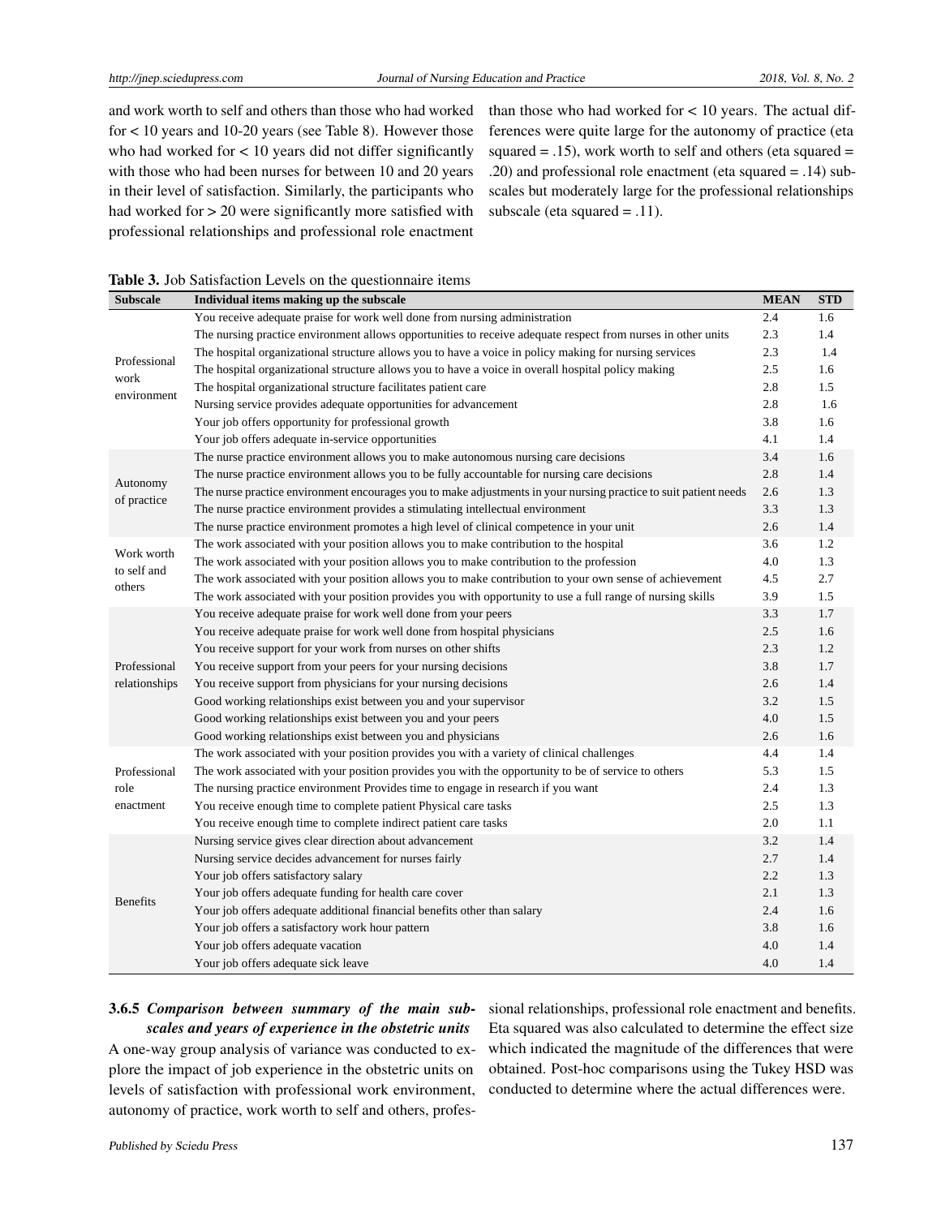and work worth to self and others than those who had worked for < 10 years and 10-20 years (see Table 8). However those who had worked for < 10 years did not differ significantly with those who had been nurses for between 10 and 20 years in their level of satisfaction. Similarly, the participants who had worked for > 20 were significantly more satisfied with professional relationships and professional role enactment than those who had worked for < 10 years. The actual differences were quite large for the autonomy of practice (eta squared = .15), work worth to self and others (eta squared = .20) and professional role enactment (eta squared = .14) subscales but moderately large for the professional relationships subscale (eta squared = .11).

**Table 3.** Job Satisfaction Levels on the questionnaire items

| Subscale | Individual items making up the subscale | MEAN | STD |
|---|---|---|---|
| Professional work environment | You receive adequate praise for work well done from nursing administration | 2.4 | 1.6 |
| | The nursing practice environment allows opportunities to receive adequate respect from nurses in other units | 2.3 | 1.4 |
| | The hospital organizational structure allows you to have a voice in policy making for nursing services | 2.3 | 1.4 |
| | The hospital organizational structure allows you to have a voice in overall hospital policy making | 2.5 | 1.6 |
| | The hospital organizational structure facilitates patient care | 2.8 | 1.5 |
| | Nursing service provides adequate opportunities for advancement | 2.8 | 1.6 |
| | Your job offers opportunity for professional growth | 3.8 | 1.6 |
| | Your job offers adequate in-service opportunities | 4.1 | 1.4 |
| Autonomy of practice | The nurse practice environment allows you to make autonomous nursing care decisions | 3.4 | 1.6 |
| | The nurse practice environment allows you to be fully accountable for nursing care decisions | 2.8 | 1.4 |
| | The nurse practice environment encourages you to make adjustments in your nursing practice to suit patient needs | 2.6 | 1.3 |
| | The nurse practice environment provides a stimulating intellectual environment | 3.3 | 1.3 |
| | The nurse practice environment promotes a high level of clinical competence in your unit | 2.6 | 1.4 |
| Work worth to self and others | The work associated with your position allows you to make contribution to the hospital | 3.6 | 1.2 |
| | The work associated with your position allows you to make contribution to the profession | 4.0 | 1.3 |
| | The work associated with your position allows you to make contribution to your own sense of achievement | 4.5 | 2.7 |
| | The work associated with your position provides you with opportunity to use a full range of nursing skills | 3.9 | 1.5 |
| Professional relationships | You receive adequate praise for work well done from your peers | 3.3 | 1.7 |
| | You receive adequate praise for work well done from hospital physicians | 2.5 | 1.6 |
| | You receive support for your work from nurses on other shifts | 2.3 | 1.2 |
| | You receive support from your peers for your nursing decisions | 3.8 | 1.7 |
| | You receive support from physicians for your nursing decisions | 2.6 | 1.4 |
| | Good working relationships exist between you and your supervisor | 3.2 | 1.5 |
| | Good working relationships exist between you and your peers | 4.0 | 1.5 |
| | Good working relationships exist between you and physicians | 2.6 | 1.6 |
| Professional role enactment | The work associated with your position provides you with a variety of clinical challenges | 4.4 | 1.4 |
| | The work associated with your position provides you with the opportunity to be of service to others | 5.3 | 1.5 |
| | The nursing practice environment Provides time to engage in research if you want | 2.4 | 1.3 |
| | You receive enough time to complete patient Physical care tasks | 2.5 | 1.3 |
| | You receive enough time to complete indirect patient care tasks | 2.0 | 1.1 |
| Benefits | Nursing service gives clear direction about advancement | 3.2 | 1.4 |
| | Nursing service decides advancement for nurses fairly | 2.7 | 1.4 |
| | Your job offers satisfactory salary | 2.2 | 1.3 |
| | Your job offers adequate funding for health care cover | 2.1 | 1.3 |
| | Your job offers adequate additional financial benefits other than salary | 2.4 | 1.6 |
| | Your job offers a satisfactory work hour pattern | 3.8 | 1.6 |
| | Your job offers adequate vacation | 4.0 | 1.4 |
| | Your job offers adequate sick leave | 4.0 | 1.4 |

### 3.6.5 *Comparison between summary of the main subscales and years of experience in the obstetric units*

A one-way group analysis of variance was conducted to explore the impact of job experience in the obstetric units on levels of satisfaction with professional work environment, autonomy of practice, work worth to self and others, professional relationships, professional role enactment and benefits. Eta squared was also calculated to determine the effect size which indicated the magnitude of the differences that were obtained. Post-hoc comparisons using the Tukey HSD was conducted to determine where the actual differences were.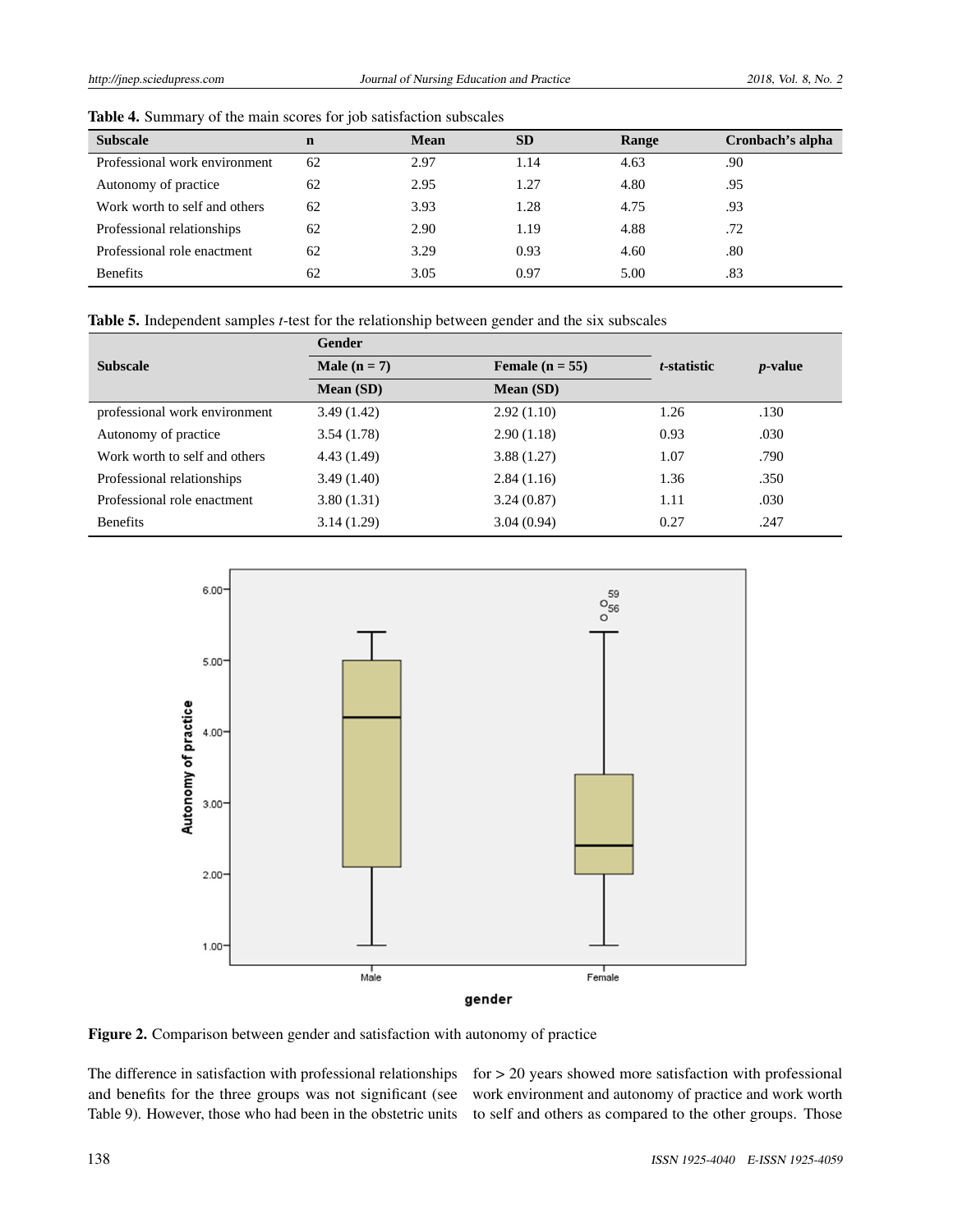**Table 4.** Summary of the main scores for job satisfaction subscales

| Subscale | n | Mean | SD | Range | Cronbach's alpha |
|---|---|---|---|---|---|
| Professional work environment | 62 | 2.97 | 1.14 | 4.63 | .90 |
| Autonomy of practice | 62 | 2.95 | 1.27 | 4.80 | .95 |
| Work worth to self and others | 62 | 3.93 | 1.28 | 4.75 | .93 |
| Professional relationships | 62 | 2.90 | 1.19 | 4.88 | .72 |
| Professional role enactment | 62 | 3.29 | 0.93 | 4.60 | .80 |
| Benefits | 62 | 3.05 | 0.97 | 5.00 | .83 |

**Table 5.** Independent samples *t*-test for the relationship between gender and the six subscales

| Subscale | Gender | | *t*-statistic | *p*-value |
|---|---|---|---|---|
| | Male (n = 7) | Female (n = 55) | | |
| | Mean (SD) | Mean (SD) | | |
| professional work environment | 3.49 (1.42) | 2.92 (1.10) | 1.26 | .130 |
| Autonomy of practice | 3.54 (1.78) | 2.90 (1.18) | 0.93 | .030 |
| Work worth to self and others | 4.43 (1.49) | 3.88 (1.27) | 1.07 | .790 |
| Professional relationships | 3.49 (1.40) | 2.84 (1.16) | 1.36 | .350 |
| Professional role enactment | 3.80 (1.31) | 3.24 (0.87) | 1.11 | .030 |
| Benefits | 3.14 (1.29) | 3.04 (0.94) | 0.27 | .247 |

**Figure 2.** Comparison between gender and satisfaction with autonomy of practice

The difference in satisfaction with professional relationships and benefits for the three groups was not significant (see Table 9). However, those who had been in the obstetric units for > 20 years showed more satisfaction with professional work environment and autonomy of practice and work worth to self and others as compared to the other groups. Those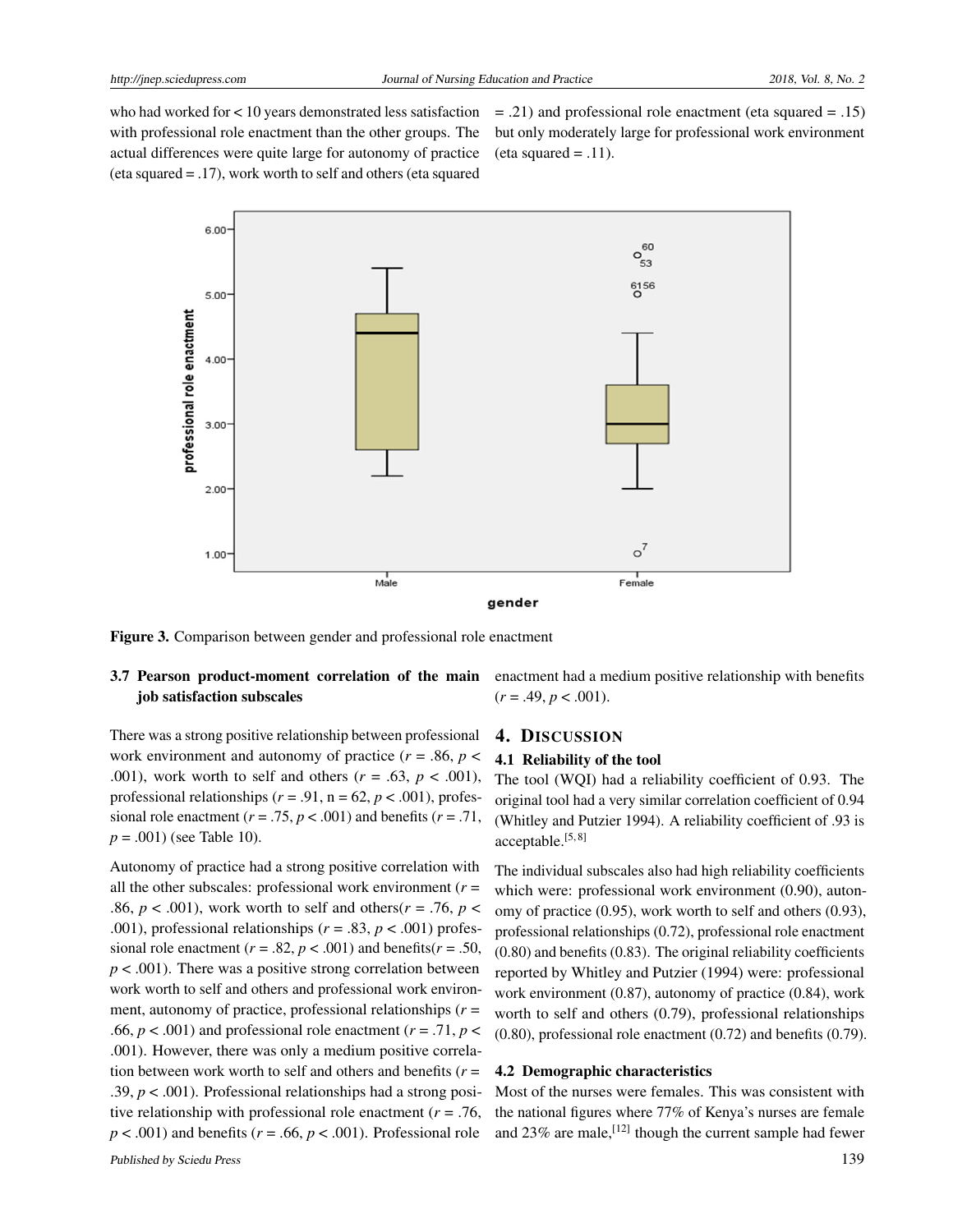who had worked for < 10 years demonstrated less satisfaction with professional role enactment than the other groups. The actual differences were quite large for autonomy of practice (eta squared = .17), work worth to self and others (eta squared = .21) and professional role enactment (eta squared = .15) but only moderately large for professional work environment (eta squared = .11).

**Figure 3.** Comparison between gender and professional role enactment

### 3.7 Pearson product-moment correlation of the main job satisfaction subscales

There was a strong positive relationship between professional work environment and autonomy of practice ($r = .86$, $p < .001$), work worth to self and others ($r = .63$, $p < .001$), professional relationships ($r = .91$, n = 62, $p < .001$), professional role enactment ($r = .75$, $p < .001$) and benefits ($r = .71$, $p = .001$) (see Table 10).

Autonomy of practice had a strong positive correlation with all the other subscales: professional work environment ($r = .86$, $p < .001$), work worth to self and others($r = .76$, $p < .001$), professional relationships ($r = .83$, $p < .001$) professional role enactment ($r = .82$, $p < .001$) and benefits($r = .50$, $p < .001$). There was a positive strong correlation between work worth to self and others and professional work environment, autonomy of practice, professional relationships ($r = .66$, $p < .001$) and professional role enactment ($r = .71$, $p < .001$). However, there was only a medium positive correlation between work worth to self and others and benefits ($r = .39$, $p < .001$). Professional relationships had a strong positive relationship with professional role enactment ($r = .76$, $p < .001$) and benefits ($r = .66$, $p < .001$). Professional role enactment had a medium positive relationship with benefits ($r = .49$, $p < .001$).

## 4. Discussion

### 4.1 Reliability of the tool

The tool (WQI) had a reliability coefficient of 0.93. The original tool had a very similar correlation coefficient of 0.94 (Whitley and Putzier 1994). A reliability coefficient of .93 is acceptable.[5,8]

The individual subscales also had high reliability coefficients which were: professional work environment (0.90), autonomy of practice (0.95), work worth to self and others (0.93), professional relationships (0.72), professional role enactment (0.80) and benefits (0.83). The original reliability coefficients reported by Whitley and Putzier (1994) were: professional work environment (0.87), autonomy of practice (0.84), work worth to self and others (0.79), professional relationships (0.80), professional role enactment (0.72) and benefits (0.79).

### 4.2 Demographic characteristics

Most of the nurses were females. This was consistent with the national figures where 77% of Kenya's nurses are female and 23% are male,[12] though the current sample had fewer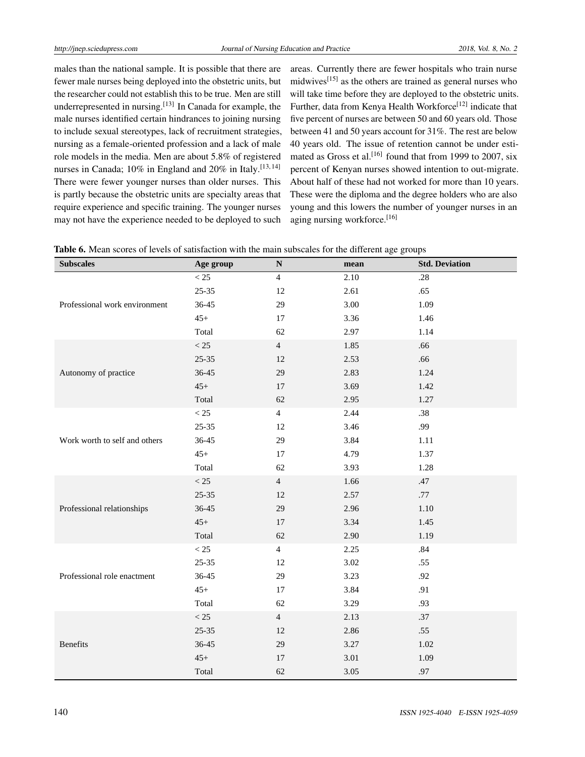males than the national sample. It is possible that there are fewer male nurses being deployed into the obstetric units, but the researcher could not establish this to be true. Men are still underrepresented in nursing.[13] In Canada for example, the male nurses identified certain hindrances to joining nursing to include sexual stereotypes, lack of recruitment strategies, nursing as a female-oriented profession and a lack of male role models in the media. Men are about 5.8% of registered nurses in Canada; 10% in England and 20% in Italy.[13,14] There were fewer younger nurses than older nurses. This is partly because the obstetric units are specialty areas that require experience and specific training. The younger nurses may not have the experience needed to be deployed to such areas. Currently there are fewer hospitals who train nurse midwives[15] as the others are trained as general nurses who will take time before they are deployed to the obstetric units. Further, data from Kenya Health Workforce[12] indicate that five percent of nurses are between 50 and 60 years old. Those between 41 and 50 years account for 31%. The rest are below 40 years old. The issue of retention cannot be under estimated as Gross et al.[16] found that from 1999 to 2007, six percent of Kenyan nurses showed intention to out-migrate. About half of these had not worked for more than 10 years. These were the diploma and the degree holders who are also young and this lowers the number of younger nurses in an aging nursing workforce.[16]

**Table 6.** Mean scores of levels of satisfaction with the main subscales for the different age groups

| Subscales | Age group | N | mean | Std. Deviation |
|---|---|---|---|---|
| Professional work environment | < 25 | 4 | 2.10 | .28 |
| | 25-35 | 12 | 2.61 | .65 |
| | 36-45 | 29 | 3.00 | 1.09 |
| | 45+ | 17 | 3.36 | 1.46 |
| | Total | 62 | 2.97 | 1.14 |
| Autonomy of practice | < 25 | 4 | 1.85 | .66 |
| | 25-35 | 12 | 2.53 | .66 |
| | 36-45 | 29 | 2.83 | 1.24 |
| | 45+ | 17 | 3.69 | 1.42 |
| | Total | 62 | 2.95 | 1.27 |
| Work worth to self and others | < 25 | 4 | 2.44 | .38 |
| | 25-35 | 12 | 3.46 | .99 |
| | 36-45 | 29 | 3.84 | 1.11 |
| | 45+ | 17 | 4.79 | 1.37 |
| | Total | 62 | 3.93 | 1.28 |
| Professional relationships | < 25 | 4 | 1.66 | .47 |
| | 25-35 | 12 | 2.57 | .77 |
| | 36-45 | 29 | 2.96 | 1.10 |
| | 45+ | 17 | 3.34 | 1.45 |
| | Total | 62 | 2.90 | 1.19 |
| Professional role enactment | < 25 | 4 | 2.25 | .84 |
| | 25-35 | 12 | 3.02 | .55 |
| | 36-45 | 29 | 3.23 | .92 |
| | 45+ | 17 | 3.84 | .91 |
| | Total | 62 | 3.29 | .93 |
| Benefits | < 25 | 4 | 2.13 | .37 |
| | 25-35 | 12 | 2.86 | .55 |
| | 36-45 | 29 | 3.27 | 1.02 |
| | 45+ | 17 | 3.01 | 1.09 |
| | Total | 62 | 3.05 | .97 |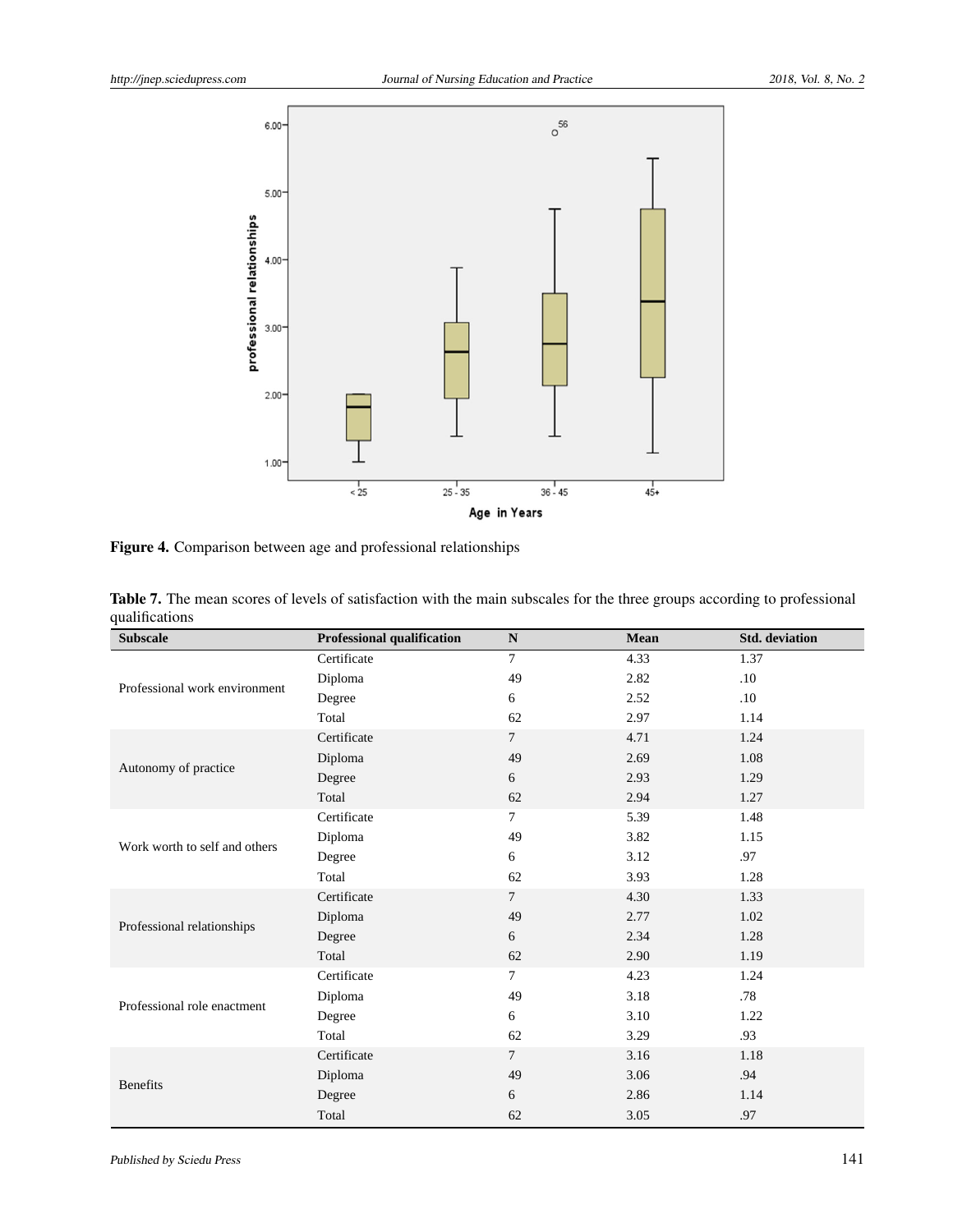**Figure 4.** Comparison between age and professional relationships

**Table 7.** The mean scores of levels of satisfaction with the main subscales for the three groups according to professional qualifications

| Subscale | Professional qualification | N | Mean | Std. deviation |
|---|---|---|---|---|
| Professional work environment | Certificate | 7 | 4.33 | 1.37 |
| | Diploma | 49 | 2.82 | .10 |
| | Degree | 6 | 2.52 | .10 |
| | Total | 62 | 2.97 | 1.14 |
| Autonomy of practice | Certificate | 7 | 4.71 | 1.24 |
| | Diploma | 49 | 2.69 | 1.08 |
| | Degree | 6 | 2.93 | 1.29 |
| | Total | 62 | 2.94 | 1.27 |
| Work worth to self and others | Certificate | 7 | 5.39 | 1.48 |
| | Diploma | 49 | 3.82 | 1.15 |
| | Degree | 6 | 3.12 | .97 |
| | Total | 62 | 3.93 | 1.28 |
| Professional relationships | Certificate | 7 | 4.30 | 1.33 |
| | Diploma | 49 | 2.77 | 1.02 |
| | Degree | 6 | 2.34 | 1.28 |
| | Total | 62 | 2.90 | 1.19 |
| Professional role enactment | Certificate | 7 | 4.23 | 1.24 |
| | Diploma | 49 | 3.18 | .78 |
| | Degree | 6 | 3.10 | 1.22 |
| | Total | 62 | 3.29 | .93 |
| Benefits | Certificate | 7 | 3.16 | 1.18 |
| | Diploma | 49 | 3.06 | .94 |
| | Degree | 6 | 2.86 | 1.14 |
| | Total | 62 | 3.05 | .97 |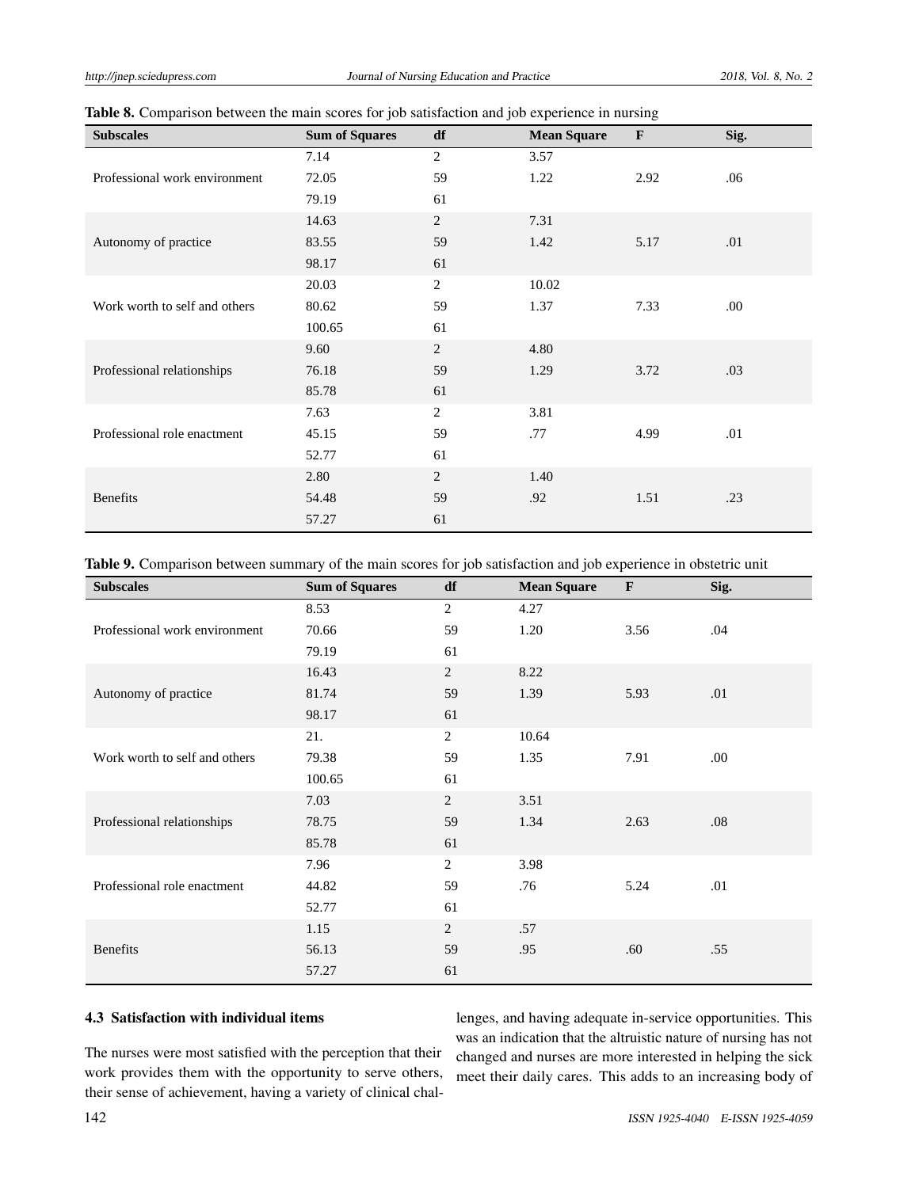**Table 8.** Comparison between the main scores for job satisfaction and job experience in nursing

| Subscales | Sum of Squares | df | Mean Square | F | Sig. |
|---|---|---|---|---|---|
| | 7.14 | 2 | 3.57 | | |
| Professional work environment | 72.05 | 59 | 1.22 | 2.92 | .06 |
| | 79.19 | 61 | | | |
| | 14.63 | 2 | 7.31 | | |
| Autonomy of practice | 83.55 | 59 | 1.42 | 5.17 | .01 |
| | 98.17 | 61 | | | |
| | 20.03 | 2 | 10.02 | | |
| Work worth to self and others | 80.62 | 59 | 1.37 | 7.33 | .00 |
| | 100.65 | 61 | | | |
| | 9.60 | 2 | 4.80 | | |
| Professional relationships | 76.18 | 59 | 1.29 | 3.72 | .03 |
| | 85.78 | 61 | | | |
| | 7.63 | 2 | 3.81 | | |
| Professional role enactment | 45.15 | 59 | .77 | 4.99 | .01 |
| | 52.77 | 61 | | | |
| | 2.80 | 2 | 1.40 | | |
| Benefits | 54.48 | 59 | .92 | 1.51 | .23 |
| | 57.27 | 61 | | | |

**Table 9.** Comparison between summary of the main scores for job satisfaction and job experience in obstetric unit

| Subscales | Sum of Squares | df | Mean Square | F | Sig. |
|---|---|---|---|---|---|
| | 8.53 | 2 | 4.27 | | |
| Professional work environment | 70.66 | 59 | 1.20 | 3.56 | .04 |
| | 79.19 | 61 | | | |
| | 16.43 | 2 | 8.22 | | |
| Autonomy of practice | 81.74 | 59 | 1.39 | 5.93 | .01 |
| | 98.17 | 61 | | | |
| | 21. | 2 | 10.64 | | |
| Work worth to self and others | 79.38 | 59 | 1.35 | 7.91 | .00 |
| | 100.65 | 61 | | | |
| | 7.03 | 2 | 3.51 | | |
| Professional relationships | 78.75 | 59 | 1.34 | 2.63 | .08 |
| | 85.78 | 61 | | | |
| | 7.96 | 2 | 3.98 | | |
| Professional role enactment | 44.82 | 59 | .76 | 5.24 | .01 |
| | 52.77 | 61 | | | |
| | 1.15 | 2 | .57 | | |
| Benefits | 56.13 | 59 | .95 | .60 | .55 |
| | 57.27 | 61 | | | |

### 4.3 Satisfaction with individual items

The nurses were most satisfied with the perception that their work provides them with the opportunity to serve others, their sense of achievement, having a variety of clinical challenges, and having adequate in-service opportunities. This was an indication that the altruistic nature of nursing has not changed and nurses are more interested in helping the sick meet their daily cares. This adds to an increasing body of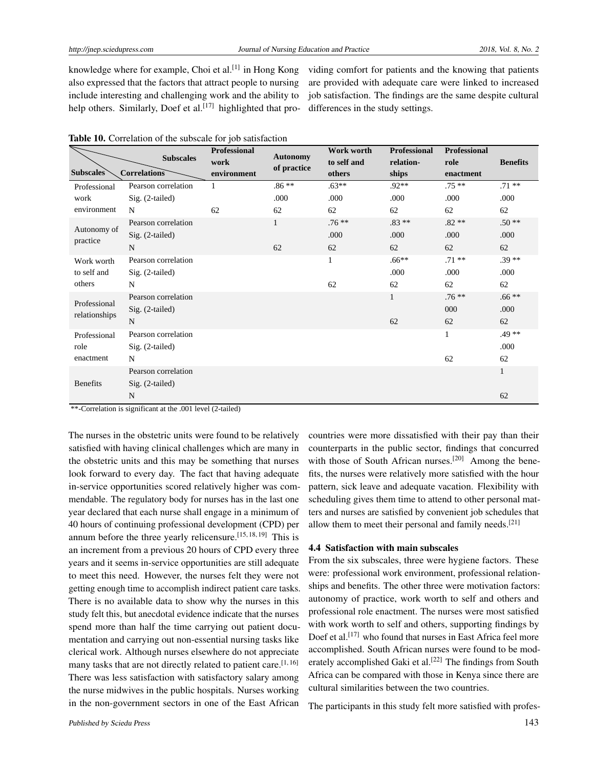knowledge where for example, Choi et al.[1] in Hong Kong also expressed that the factors that attract people to nursing include interesting and challenging work and the ability to help others. Similarly, Doef et al.[17] highlighted that providing comfort for patients and the knowing that patients are provided with adequate care were linked to increased job satisfaction. The findings are the same despite cultural differences in the study settings.

**Table 10.** Correlation of the subscale for job satisfaction

| Subscales | Correlations | Professional work environment | Autonomy of practice | Work worth to self and others | Professional relation-ships | Professional role enactment | Benefits |
|---|---|---|---|---|---|---|---|
| Professional work environment | Pearson correlation | 1 | .86 ** | .63** | .92** | .75 ** | .71 ** |
| | Sig. (2-tailed) | | .000 | .000 | .000 | .000 | .000 |
| | N | 62 | 62 | 62 | 62 | 62 | 62 |
| Autonomy of practice | Pearson correlation | | 1 | .76 ** | .83 ** | .82 ** | .50 ** |
| | Sig. (2-tailed) | | | .000 | .000 | .000 | .000 |
| | N | | 62 | 62 | 62 | 62 | 62 |
| Work worth to self and others | Pearson correlation | | | 1 | .66** | .71 ** | .39 ** |
| | Sig. (2-tailed) | | | | .000 | .000 | .000 |
| | N | | | 62 | 62 | 62 | 62 |
| Professional relationships | Pearson correlation | | | | 1 | .76 ** | .66 ** |
| | Sig. (2-tailed) | | | | | 000 | .000 |
| | N | | | | 62 | 62 | 62 |
| Professional role enactment | Pearson correlation | | | | | 1 | .49 ** |
| | Sig. (2-tailed) | | | | | | .000 |
| | N | | | | | 62 | 62 |
| Benefits | Pearson correlation | | | | | | 1 |
| | Sig. (2-tailed) | | | | | | |
| | N | | | | | | 62 |

**-Correlation is significant at the .001 level (2-tailed)

The nurses in the obstetric units were found to be relatively satisfied with having clinical challenges which are many in the obstetric units and this may be something that nurses look forward to every day. The fact that having adequate in-service opportunities scored relatively higher was commendable. The regulatory body for nurses has in the last one year declared that each nurse shall engage in a minimum of 40 hours of continuing professional development (CPD) per annum before the three yearly relicensure.[15, 18, 19] This is an increment from a previous 20 hours of CPD every three years and it seems in-service opportunities are still adequate to meet this need. However, the nurses felt they were not getting enough time to accomplish indirect patient care tasks. There is no available data to show why the nurses in this study felt this, but anecdotal evidence indicate that the nurses spend more than half the time carrying out patient documentation and carrying out non-essential nursing tasks like clerical work. Although nurses elsewhere do not appreciate many tasks that are not directly related to patient care.[1, 16] There was less satisfaction with satisfactory salary among the nurse midwives in the public hospitals. Nurses working in the non-government sectors in one of the East African countries were more dissatisfied with their pay than their counterparts in the public sector, findings that concurred with those of South African nurses.[20] Among the benefits, the nurses were relatively more satisfied with the hour pattern, sick leave and adequate vacation. Flexibility with scheduling gives them time to attend to other personal matters and nurses are satisfied by convenient job schedules that allow them to meet their personal and family needs.[21]

### 4.4 Satisfaction with main subscales

From the six subscales, three were hygiene factors. These were: professional work environment, professional relationships and benefits. The other three were motivation factors: autonomy of practice, work worth to self and others and professional role enactment. The nurses were most satisfied with work worth to self and others, supporting findings by Doef et al.[17] who found that nurses in East Africa feel more accomplished. South African nurses were found to be moderately accomplished Gaki et al.[22] The findings from South Africa can be compared with those in Kenya since there are cultural similarities between the two countries.

The participants in this study felt more satisfied with profes-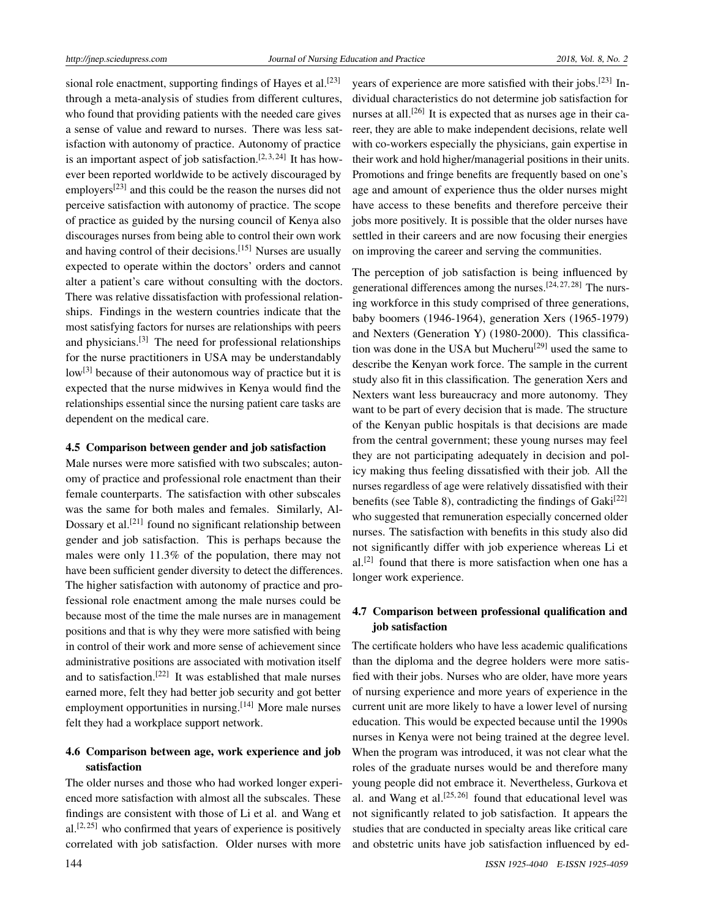sional role enactment, supporting findings of Hayes et al.[23] through a meta-analysis of studies from different cultures, who found that providing patients with the needed care gives a sense of value and reward to nurses. There was less satisfaction with autonomy of practice. Autonomy of practice is an important aspect of job satisfaction.[2,3,24] It has however been reported worldwide to be actively discouraged by employers[23] and this could be the reason the nurses did not perceive satisfaction with autonomy of practice. The scope of practice as guided by the nursing council of Kenya also discourages nurses from being able to control their own work and having control of their decisions.[15] Nurses are usually expected to operate within the doctors' orders and cannot alter a patient's care without consulting with the doctors. There was relative dissatisfaction with professional relationships. Findings in the western countries indicate that the most satisfying factors for nurses are relationships with peers and physicians.[3] The need for professional relationships for the nurse practitioners in USA may be understandably low[3] because of their autonomous way of practice but it is expected that the nurse midwives in Kenya would find the relationships essential since the nursing patient care tasks are dependent on the medical care.

### 4.5 Comparison between gender and job satisfaction

Male nurses were more satisfied with two subscales; autonomy of practice and professional role enactment than their female counterparts. The satisfaction with other subscales was the same for both males and females. Similarly, Al-Dossary et al.[21] found no significant relationship between gender and job satisfaction. This is perhaps because the males were only 11.3% of the population, there may not have been sufficient gender diversity to detect the differences. The higher satisfaction with autonomy of practice and professional role enactment among the male nurses could be because most of the time the male nurses are in management positions and that is why they were more satisfied with being in control of their work and more sense of achievement since administrative positions are associated with motivation itself and to satisfaction.[22] It was established that male nurses earned more, felt they had better job security and got better employment opportunities in nursing.[14] More male nurses felt they had a workplace support network.

### 4.6 Comparison between age, work experience and job satisfaction

The older nurses and those who had worked longer experienced more satisfaction with almost all the subscales. These findings are consistent with those of Li et al. and Wang et al.[2,25] who confirmed that years of experience is positively correlated with job satisfaction. Older nurses with more years of experience are more satisfied with their jobs.[23] Individual characteristics do not determine job satisfaction for nurses at all.[26] It is expected that as nurses age in their career, they are able to make independent decisions, relate well with co-workers especially the physicians, gain expertise in their work and hold higher/managerial positions in their units. Promotions and fringe benefits are frequently based on one's age and amount of experience thus the older nurses might have access to these benefits and therefore perceive their jobs more positively. It is possible that the older nurses have settled in their careers and are now focusing their energies on improving the career and serving the communities.

The perception of job satisfaction is being influenced by generational differences among the nurses.[24,27,28] The nursing workforce in this study comprised of three generations, baby boomers (1946-1964), generation Xers (1965-1979) and Nexters (Generation Y) (1980-2000). This classification was done in the USA but Mucheru[29] used the same to describe the Kenyan work force. The sample in the current study also fit in this classification. The generation Xers and Nexters want less bureaucracy and more autonomy. They want to be part of every decision that is made. The structure of the Kenyan public hospitals is that decisions are made from the central government; these young nurses may feel they are not participating adequately in decision and policy making thus feeling dissatisfied with their job. All the nurses regardless of age were relatively dissatisfied with their benefits (see Table 8), contradicting the findings of Gaki[22] who suggested that remuneration especially concerned older nurses. The satisfaction with benefits in this study also did not significantly differ with job experience whereas Li et al.[2] found that there is more satisfaction when one has a longer work experience.

### 4.7 Comparison between professional qualification and job satisfaction

The certificate holders who have less academic qualifications than the diploma and the degree holders were more satisfied with their jobs. Nurses who are older, have more years of nursing experience and more years of experience in the current unit are more likely to have a lower level of nursing education. This would be expected because until the 1990s nurses in Kenya were not being trained at the degree level. When the program was introduced, it was not clear what the roles of the graduate nurses would be and therefore many young people did not embrace it. Nevertheless, Gurkova et al. and Wang et al.[25,26] found that educational level was not significantly related to job satisfaction. It appears the studies that are conducted in specialty areas like critical care and obstetric units have job satisfaction influenced by ed-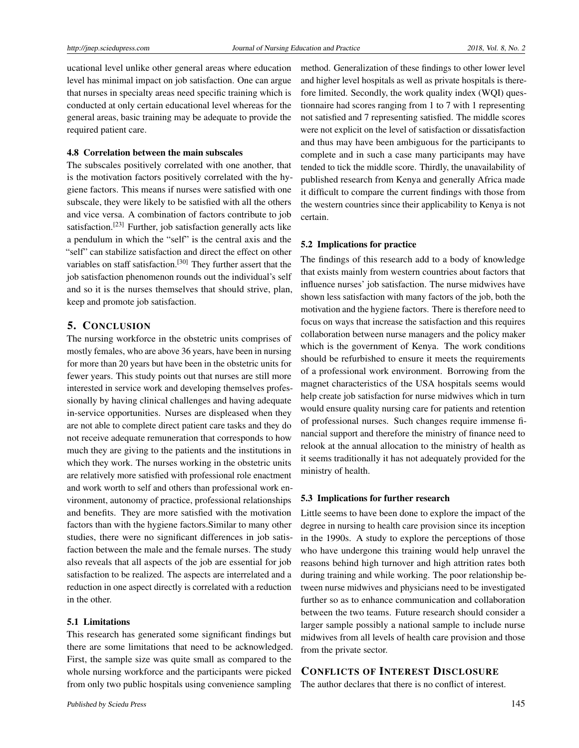ucational level unlike other general areas where education level has minimal impact on job satisfaction. One can argue that nurses in specialty areas need specific training which is conducted at only certain educational level whereas for the general areas, basic training may be adequate to provide the required patient care.

### 4.8 Correlation between the main subscales

The subscales positively correlated with one another, that is the motivation factors positively correlated with the hygiene factors. This means if nurses were satisfied with one subscale, they were likely to be satisfied with all the others and vice versa. A combination of factors contribute to job satisfaction.[23] Further, job satisfaction generally acts like a pendulum in which the "self" is the central axis and the "self" can stabilize satisfaction and direct the effect on other variables on staff satisfaction.[30] They further assert that the job satisfaction phenomenon rounds out the individual's self and so it is the nurses themselves that should strive, plan, keep and promote job satisfaction.

## 5. CONCLUSION

The nursing workforce in the obstetric units comprises of mostly females, who are above 36 years, have been in nursing for more than 20 years but have been in the obstetric units for fewer years. This study points out that nurses are still more interested in service work and developing themselves professionally by having clinical challenges and having adequate in-service opportunities. Nurses are displeased when they are not able to complete direct patient care tasks and they do not receive adequate remuneration that corresponds to how much they are giving to the patients and the institutions in which they work. The nurses working in the obstetric units are relatively more satisfied with professional role enactment and work worth to self and others than professional work environment, autonomy of practice, professional relationships and benefits. They are more satisfied with the motivation factors than with the hygiene factors.Similar to many other studies, there were no significant differences in job satisfaction between the male and the female nurses. The study also reveals that all aspects of the job are essential for job satisfaction to be realized. The aspects are interrelated and a reduction in one aspect directly is correlated with a reduction in the other.

### 5.1 Limitations

This research has generated some significant findings but there are some limitations that need to be acknowledged. First, the sample size was quite small as compared to the whole nursing workforce and the participants were picked from only two public hospitals using convenience sampling method. Generalization of these findings to other lower level and higher level hospitals as well as private hospitals is therefore limited. Secondly, the work quality index (WQI) questionnaire had scores ranging from 1 to 7 with 1 representing not satisfied and 7 representing satisfied. The middle scores were not explicit on the level of satisfaction or dissatisfaction and thus may have been ambiguous for the participants to complete and in such a case many participants may have tended to tick the middle score. Thirdly, the unavailability of published research from Kenya and generally Africa made it difficult to compare the current findings with those from the western countries since their applicability to Kenya is not certain.

### 5.2 Implications for practice

The findings of this research add to a body of knowledge that exists mainly from western countries about factors that influence nurses' job satisfaction. The nurse midwives have shown less satisfaction with many factors of the job, both the motivation and the hygiene factors. There is therefore need to focus on ways that increase the satisfaction and this requires collaboration between nurse managers and the policy maker which is the government of Kenya. The work conditions should be refurbished to ensure it meets the requirements of a professional work environment. Borrowing from the magnet characteristics of the USA hospitals seems would help create job satisfaction for nurse midwives which in turn would ensure quality nursing care for patients and retention of professional nurses. Such changes require immense financial support and therefore the ministry of finance need to relook at the annual allocation to the ministry of health as it seems traditionally it has not adequately provided for the ministry of health.

### 5.3 Implications for further research

Little seems to have been done to explore the impact of the degree in nursing to health care provision since its inception in the 1990s. A study to explore the perceptions of those who have undergone this training would help unravel the reasons behind high turnover and high attrition rates both during training and while working. The poor relationship between nurse midwives and physicians need to be investigated further so as to enhance communication and collaboration between the two teams. Future research should consider a larger sample possibly a national sample to include nurse midwives from all levels of health care provision and those from the private sector.

## CONFLICTS OF INTEREST DISCLOSURE

The author declares that there is no conflict of interest.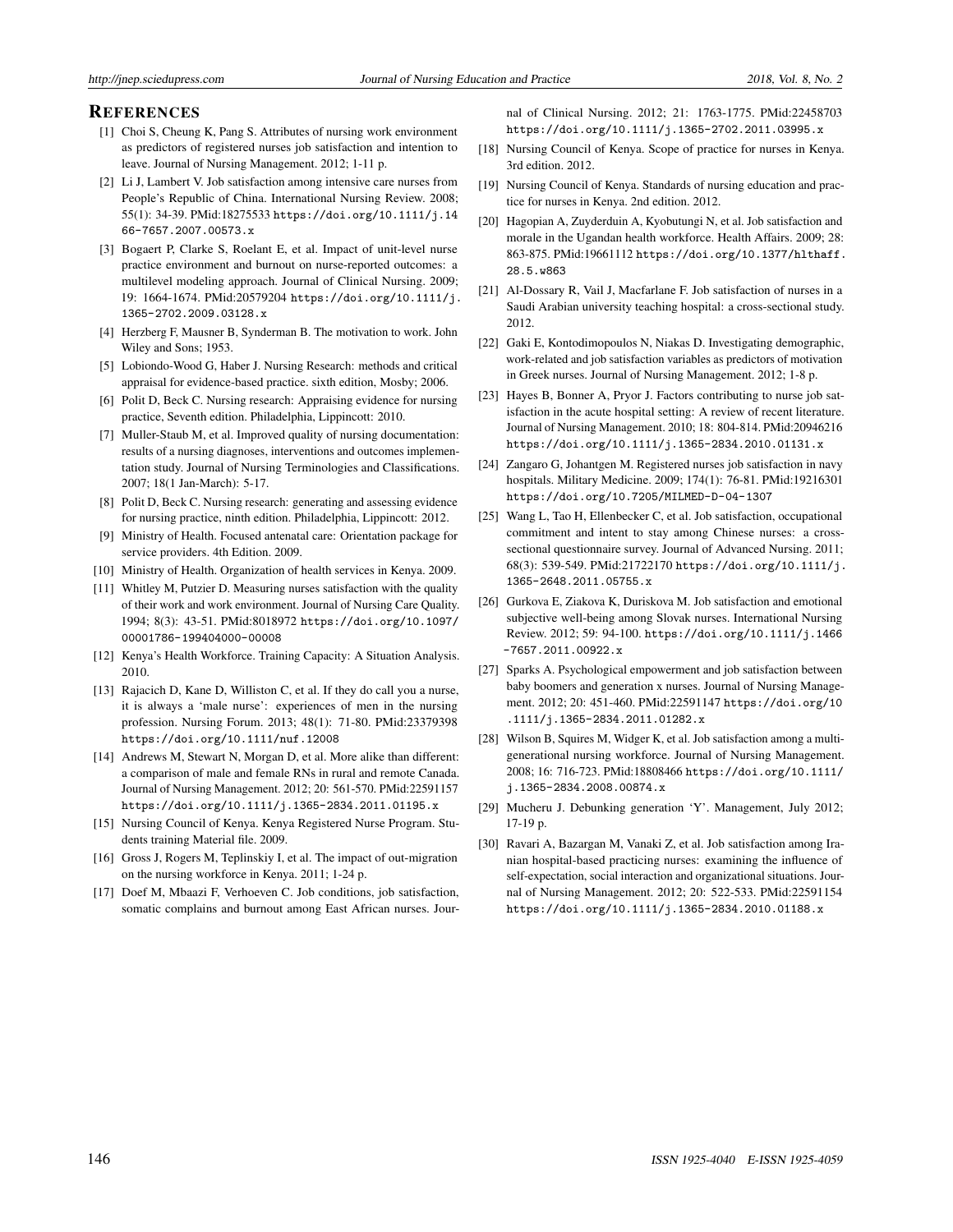## References

[1] Choi S, Cheung K, Pang S. Attributes of nursing work environment as predictors of registered nurses job satisfaction and intention to leave. Journal of Nursing Management. 2012; 1-11 p.

[2] Li J, Lambert V. Job satisfaction among intensive care nurses from People's Republic of China. International Nursing Review. 2008; 55(1): 34-39. PMid:18275533 https://doi.org/10.1111/j.1466-7657.2007.00573.x

[3] Bogaert P, Clarke S, Roelant E, et al. Impact of unit-level nurse practice environment and burnout on nurse-reported outcomes: a multilevel modeling approach. Journal of Clinical Nursing. 2009; 19: 1664-1674. PMid:20579204 https://doi.org/10.1111/j.1365-2702.2009.03128.x

[4] Herzberg F, Mausner B, Synderman B. The motivation to work. John Wiley and Sons; 1953.

[5] Lobiondo-Wood G, Haber J. Nursing Research: methods and critical appraisal for evidence-based practice. sixth edition, Mosby; 2006.

[6] Polit D, Beck C. Nursing research: Appraising evidence for nursing practice, Seventh edition. Philadelphia, Lippincott: 2010.

[7] Muller-Staub M, et al. Improved quality of nursing documentation: results of a nursing diagnoses, interventions and outcomes implementation study. Journal of Nursing Terminologies and Classifications. 2007; 18(1 Jan-March): 5-17.

[8] Polit D, Beck C. Nursing research: generating and assessing evidence for nursing practice, ninth edition. Philadelphia, Lippincott: 2012.

[9] Ministry of Health. Focused antenatal care: Orientation package for service providers. 4th Edition. 2009.

[10] Ministry of Health. Organization of health services in Kenya. 2009.

[11] Whitley M, Putzier D. Measuring nurses satisfaction with the quality of their work and work environment. Journal of Nursing Care Quality. 1994; 8(3): 43-51. PMid:8018972 https://doi.org/10.1097/00001786-199404000-00008

[12] Kenya's Health Workforce. Training Capacity: A Situation Analysis. 2010.

[13] Rajacich D, Kane D, Williston C, et al. If they do call you a nurse, it is always a 'male nurse': experiences of men in the nursing profession. Nursing Forum. 2013; 48(1): 71-80. PMid:23379398 https://doi.org/10.1111/nuf.12008

[14] Andrews M, Stewart N, Morgan D, et al. More alike than different: a comparison of male and female RNs in rural and remote Canada. Journal of Nursing Management. 2012; 20: 561-570. PMid:22591157 https://doi.org/10.1111/j.1365-2834.2011.01195.x

[15] Nursing Council of Kenya. Kenya Registered Nurse Program. Students training Material file. 2009.

[16] Gross J, Rogers M, Teplinskiy I, et al. The impact of out-migration on the nursing workforce in Kenya. 2011; 1-24 p.

[17] Doef M, Mbaazi F, Verhoeven C. Job conditions, job satisfaction, somatic complains and burnout among East African nurses. Journal of Clinical Nursing. 2012; 21: 1763-1775. PMid:22458703 https://doi.org/10.1111/j.1365-2702.2011.03995.x

[18] Nursing Council of Kenya. Scope of practice for nurses in Kenya. 3rd edition. 2012.

[19] Nursing Council of Kenya. Standards of nursing education and practice for nurses in Kenya. 2nd edition. 2012.

[20] Hagopian A, Zuyderduin A, Kyobutungi N, et al. Job satisfaction and morale in the Ugandan health workforce. Health Affairs. 2009; 28: 863-875. PMid:19661112 https://doi.org/10.1377/hlthaff.28.5.w863

[21] Al-Dossary R, Vail J, Macfarlane F. Job satisfaction of nurses in a Saudi Arabian university teaching hospital: a cross-sectional study. 2012.

[22] Gaki E, Kontodimopoulos N, Niakas D. Investigating demographic, work-related and job satisfaction variables as predictors of motivation in Greek nurses. Journal of Nursing Management. 2012; 1-8 p.

[23] Hayes B, Bonner A, Pryor J. Factors contributing to nurse job satisfaction in the acute hospital setting: A review of recent literature. Journal of Nursing Management. 2010; 18: 804-814. PMid:20946216 https://doi.org/10.1111/j.1365-2834.2010.01131.x

[24] Zangaro G, Johantgen M. Registered nurses job satisfaction in navy hospitals. Military Medicine. 2009; 174(1): 76-81. PMid:19216301 https://doi.org/10.7205/MILMED-D-04-1307

[25] Wang L, Tao H, Ellenbecker C, et al. Job satisfaction, occupational commitment and intent to stay among Chinese nurses: a cross-sectional questionnaire survey. Journal of Advanced Nursing. 2011; 68(3): 539-549. PMid:21722170 https://doi.org/10.1111/j.1365-2648.2011.05755.x

[26] Gurkova E, Ziakova K, Duriskova M. Job satisfaction and emotional subjective well-being among Slovak nurses. International Nursing Review. 2012; 59: 94-100. https://doi.org/10.1111/j.1466-7657.2011.00922.x

[27] Sparks A. Psychological empowerment and job satisfaction between baby boomers and generation x nurses. Journal of Nursing Management. 2012; 20: 451-460. PMid:22591147 https://doi.org/10.1111/j.1365-2834.2011.01282.x

[28] Wilson B, Squires M, Widger K, et al. Job satisfaction among a multigenerational nursing workforce. Journal of Nursing Management. 2008; 16: 716-723. PMid:18808466 https://doi.org/10.1111/j.1365-2834.2008.00874.x

[29] Mucheru J. Debunking generation 'Y'. Management, July 2012; 17-19 p.

[30] Ravari A, Bazargan M, Vanaki Z, et al. Job satisfaction among Iranian hospital-based practicing nurses: examining the influence of self-expectation, social interaction and organizational situations. Journal of Nursing Management. 2012; 20: 522-533. PMid:22591154 https://doi.org/10.1111/j.1365-2834.2010.01188.x